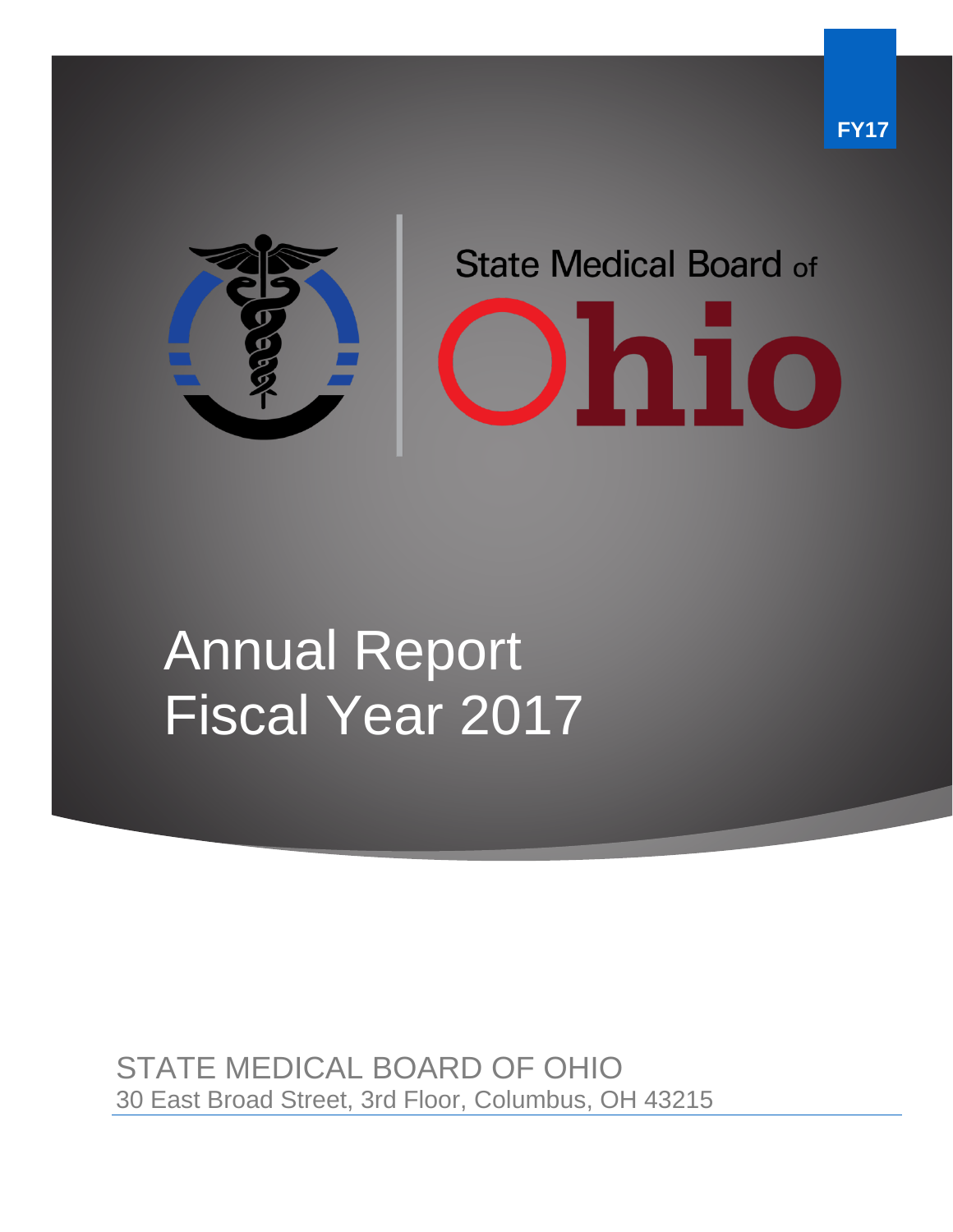FY17

State Medical Board of Ohio

# Annual Report
# Fiscal Year 2017

STATE MEDICAL BOARD OF OHIO

30 East Broad Street, 3rd Floor, Columbus, OH 43215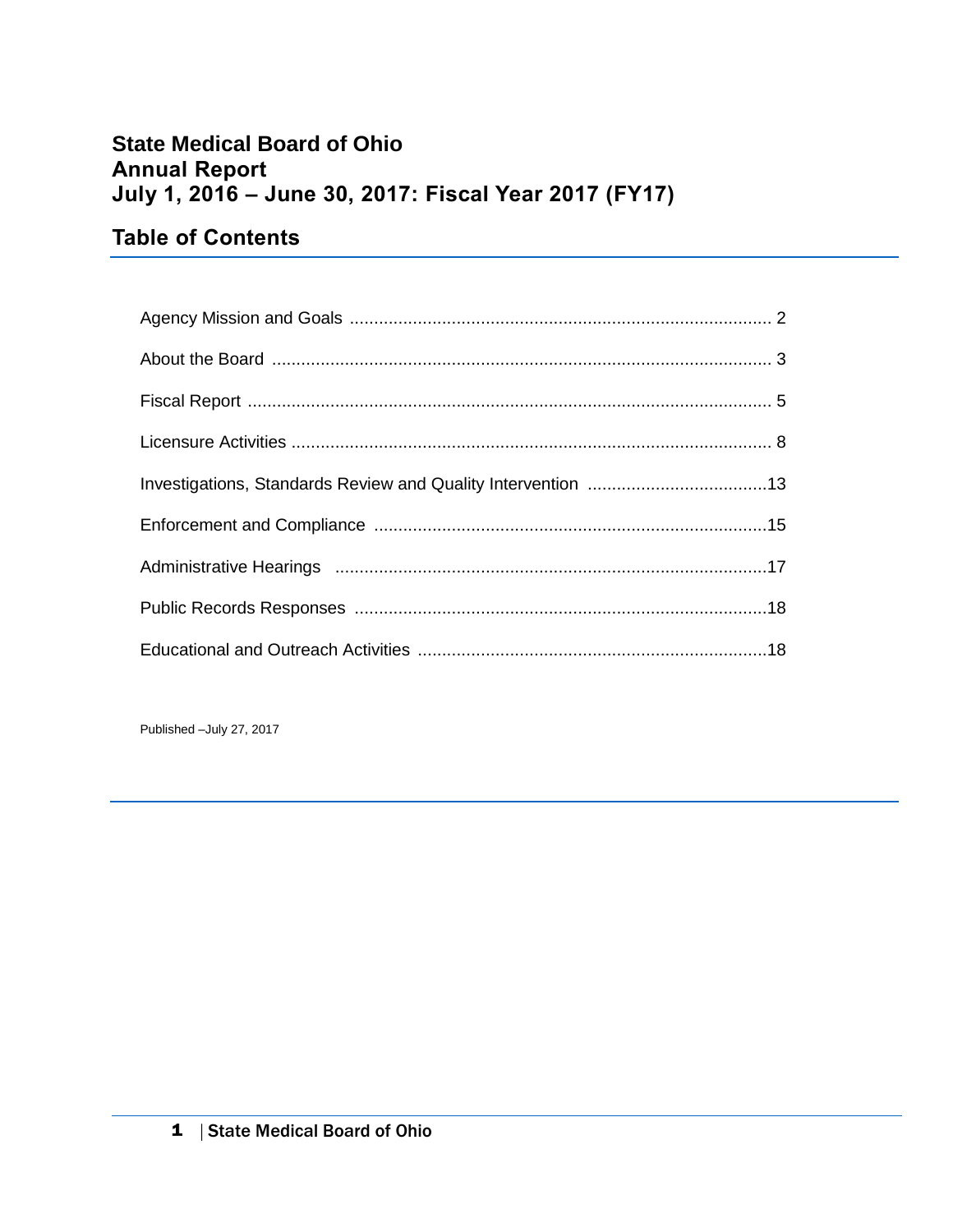# State Medical Board of Ohio
# Annual Report
# July 1, 2016 – June 30, 2017: Fiscal Year 2017 (FY17)

## Table of Contents

| | |
|---|---|
| Agency Mission and Goals | 2 |
| About the Board | 3 |
| Fiscal Report | 5 |
| Licensure Activities | 8 |
| Investigations, Standards Review and Quality Intervention | 13 |
| Enforcement and Compliance | 15 |
| Administrative Hearings | 17 |
| Public Records Responses | 18 |
| Educational and Outreach Activities | 18 |

Published –July 27, 2017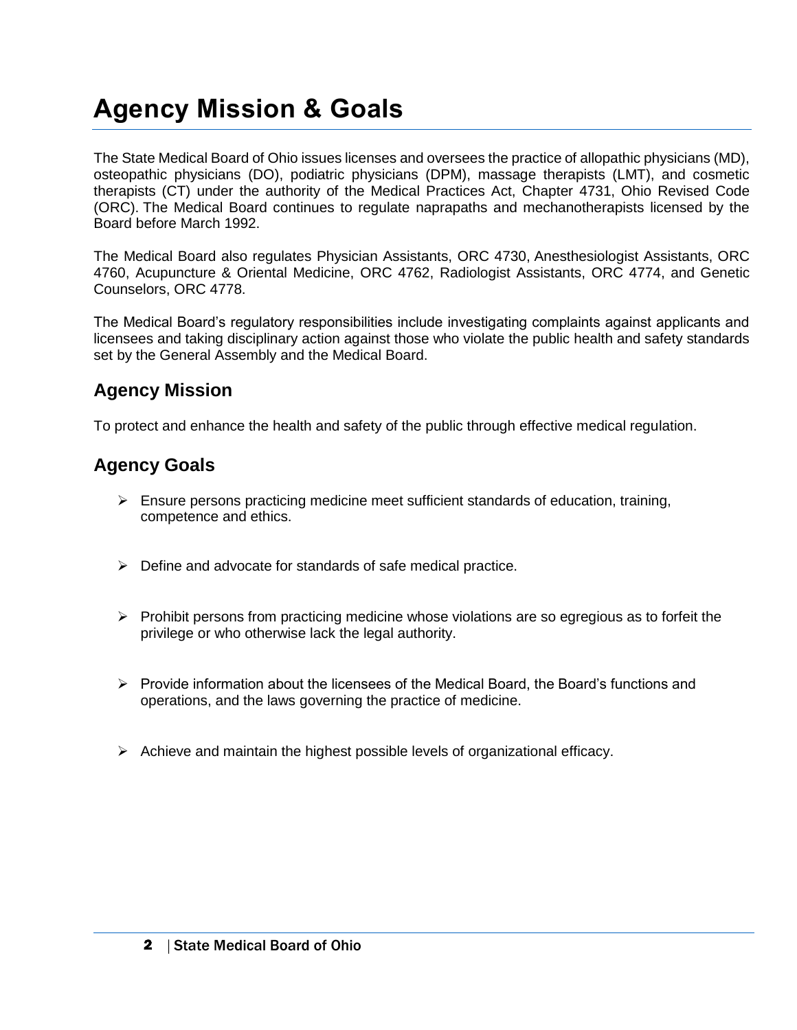# Agency Mission & Goals

The State Medical Board of Ohio issues licenses and oversees the practice of allopathic physicians (MD), osteopathic physicians (DO), podiatric physicians (DPM), massage therapists (LMT), and cosmetic therapists (CT) under the authority of the Medical Practices Act, Chapter 4731, Ohio Revised Code (ORC). The Medical Board continues to regulate naprapaths and mechanotherapists licensed by the Board before March 1992.

The Medical Board also regulates Physician Assistants, ORC 4730, Anesthesiologist Assistants, ORC 4760, Acupuncture & Oriental Medicine, ORC 4762, Radiologist Assistants, ORC 4774, and Genetic Counselors, ORC 4778.

The Medical Board's regulatory responsibilities include investigating complaints against applicants and licensees and taking disciplinary action against those who violate the public health and safety standards set by the General Assembly and the Medical Board.

## Agency Mission

To protect and enhance the health and safety of the public through effective medical regulation.

## Agency Goals

- Ensure persons practicing medicine meet sufficient standards of education, training, competence and ethics.
- Define and advocate for standards of safe medical practice.
- Prohibit persons from practicing medicine whose violations are so egregious as to forfeit the privilege or who otherwise lack the legal authority.
- Provide information about the licensees of the Medical Board, the Board's functions and operations, and the laws governing the practice of medicine.
- Achieve and maintain the highest possible levels of organizational efficacy.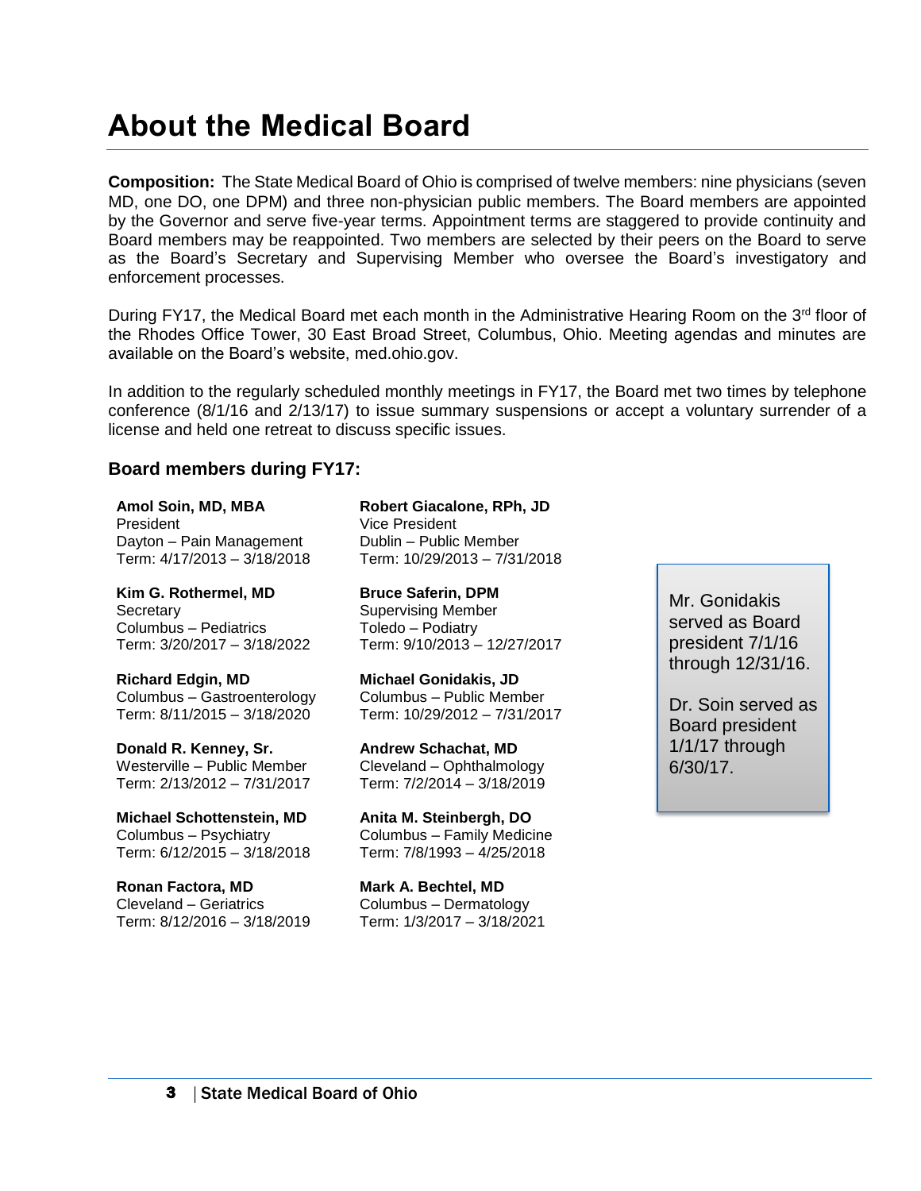# About the Medical Board

**Composition:** The State Medical Board of Ohio is comprised of twelve members: nine physicians (seven MD, one DO, one DPM) and three non-physician public members. The Board members are appointed by the Governor and serve five-year terms. Appointment terms are staggered to provide continuity and Board members may be reappointed. Two members are selected by their peers on the Board to serve as the Board's Secretary and Supervising Member who oversee the Board's investigatory and enforcement processes.

During FY17, the Medical Board met each month in the Administrative Hearing Room on the 3rd floor of the Rhodes Office Tower, 30 East Broad Street, Columbus, Ohio. Meeting agendas and minutes are available on the Board's website, med.ohio.gov.

In addition to the regularly scheduled monthly meetings in FY17, the Board met two times by telephone conference (8/1/16 and 2/13/17) to issue summary suspensions or accept a voluntary surrender of a license and held one retreat to discuss specific issues.

## Board members during FY17:

**Amol Soin, MD, MBA**
President
Dayton – Pain Management
Term: 4/17/2013 – 3/18/2018

**Robert Giacalone, RPh, JD**
Vice President
Dublin – Public Member
Term: 10/29/2013 – 7/31/2018

**Kim G. Rothermel, MD**
Secretary
Columbus – Pediatrics
Term: 3/20/2017 – 3/18/2022

**Bruce Saferin, DPM**
Supervising Member
Toledo – Podiatry
Term: 9/10/2013 – 12/27/2017

**Richard Edgin, MD**
Columbus – Gastroenterology
Term: 8/11/2015 – 3/18/2020

**Michael Gonidakis, JD**
Columbus – Public Member
Term: 10/29/2012 – 7/31/2017

**Donald R. Kenney, Sr.**
Westerville – Public Member
Term: 2/13/2012 – 7/31/2017

**Andrew Schachat, MD**
Cleveland – Ophthalmology
Term: 7/2/2014 – 3/18/2019

**Michael Schottenstein, MD**
Columbus – Psychiatry
Term: 6/12/2015 – 3/18/2018

**Anita M. Steinbergh, DO**
Columbus – Family Medicine
Term: 7/8/1993 – 4/25/2018

**Ronan Factora, MD**
Cleveland – Geriatrics
Term: 8/12/2016 – 3/18/2019

**Mark A. Bechtel, MD**
Columbus – Dermatology
Term: 1/3/2017 – 3/18/2021

Mr. Gonidakis served as Board president 7/1/16 through 12/31/16.

Dr. Soin served as Board president 1/1/17 through 6/30/17.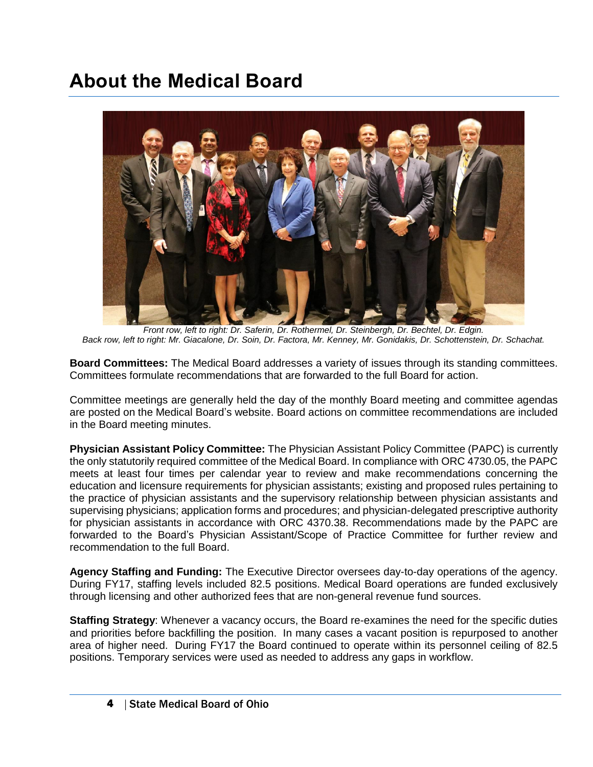# About the Medical Board

*Front row, left to right: Dr. Saferin, Dr. Rothermel, Dr. Steinbergh, Dr. Bechtel, Dr. Edgin.*
*Back row, left to right: Mr. Giacalone, Dr. Soin, Dr. Factora, Mr. Kenney, Mr. Gonidakis, Dr. Schottenstein, Dr. Schachat.*

**Board Committees:** The Medical Board addresses a variety of issues through its standing committees. Committees formulate recommendations that are forwarded to the full Board for action.

Committee meetings are generally held the day of the monthly Board meeting and committee agendas are posted on the Medical Board's website. Board actions on committee recommendations are included in the Board meeting minutes.

**Physician Assistant Policy Committee:** The Physician Assistant Policy Committee (PAPC) is currently the only statutorily required committee of the Medical Board. In compliance with ORC 4730.05, the PAPC meets at least four times per calendar year to review and make recommendations concerning the education and licensure requirements for physician assistants; existing and proposed rules pertaining to the practice of physician assistants and the supervisory relationship between physician assistants and supervising physicians; application forms and procedures; and physician-delegated prescriptive authority for physician assistants in accordance with ORC 4370.38. Recommendations made by the PAPC are forwarded to the Board's Physician Assistant/Scope of Practice Committee for further review and recommendation to the full Board.

**Agency Staffing and Funding:** The Executive Director oversees day-to-day operations of the agency. During FY17, staffing levels included 82.5 positions. Medical Board operations are funded exclusively through licensing and other authorized fees that are non-general revenue fund sources.

**Staffing Strategy**: Whenever a vacancy occurs, the Board re-examines the need for the specific duties and priorities before backfilling the position. In many cases a vacant position is repurposed to another area of higher need. During FY17 the Board continued to operate within its personnel ceiling of 82.5 positions. Temporary services were used as needed to address any gaps in workflow.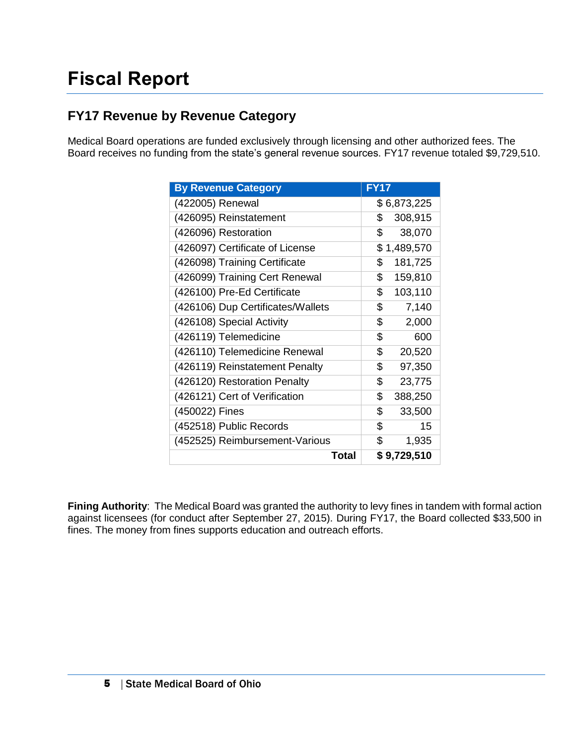# Fiscal Report

## FY17 Revenue by Revenue Category

Medical Board operations are funded exclusively through licensing and other authorized fees. The Board receives no funding from the state's general revenue sources. FY17 revenue totaled $9,729,510.

| By Revenue Category | FY17 |
|---|---|
| (422005) Renewal | $ 6,873,225 |
| (426095) Reinstatement | $ 308,915 |
| (426096) Restoration | $ 38,070 |
| (426097) Certificate of License | $ 1,489,570 |
| (426098) Training Certificate | $ 181,725 |
| (426099) Training Cert Renewal | $ 159,810 |
| (426100) Pre-Ed Certificate | $ 103,110 |
| (426106) Dup Certificates/Wallets | $ 7,140 |
| (426108) Special Activity | $ 2,000 |
| (426119) Telemedicine | $ 600 |
| (426110) Telemedicine Renewal | $ 20,520 |
| (426119) Reinstatement Penalty | $ 97,350 |
| (426120) Restoration Penalty | $ 23,775 |
| (426121) Cert of Verification | $ 388,250 |
| (450022) Fines | $ 33,500 |
| (452518) Public Records | $ 15 |
| (452525) Reimbursement-Various | $ 1,935 |
| **Total** | **$ 9,729,510** |

**Fining Authority**: The Medical Board was granted the authority to levy fines in tandem with formal action against licensees (for conduct after September 27, 2015). During FY17, the Board collected $33,500 in fines. The money from fines supports education and outreach efforts.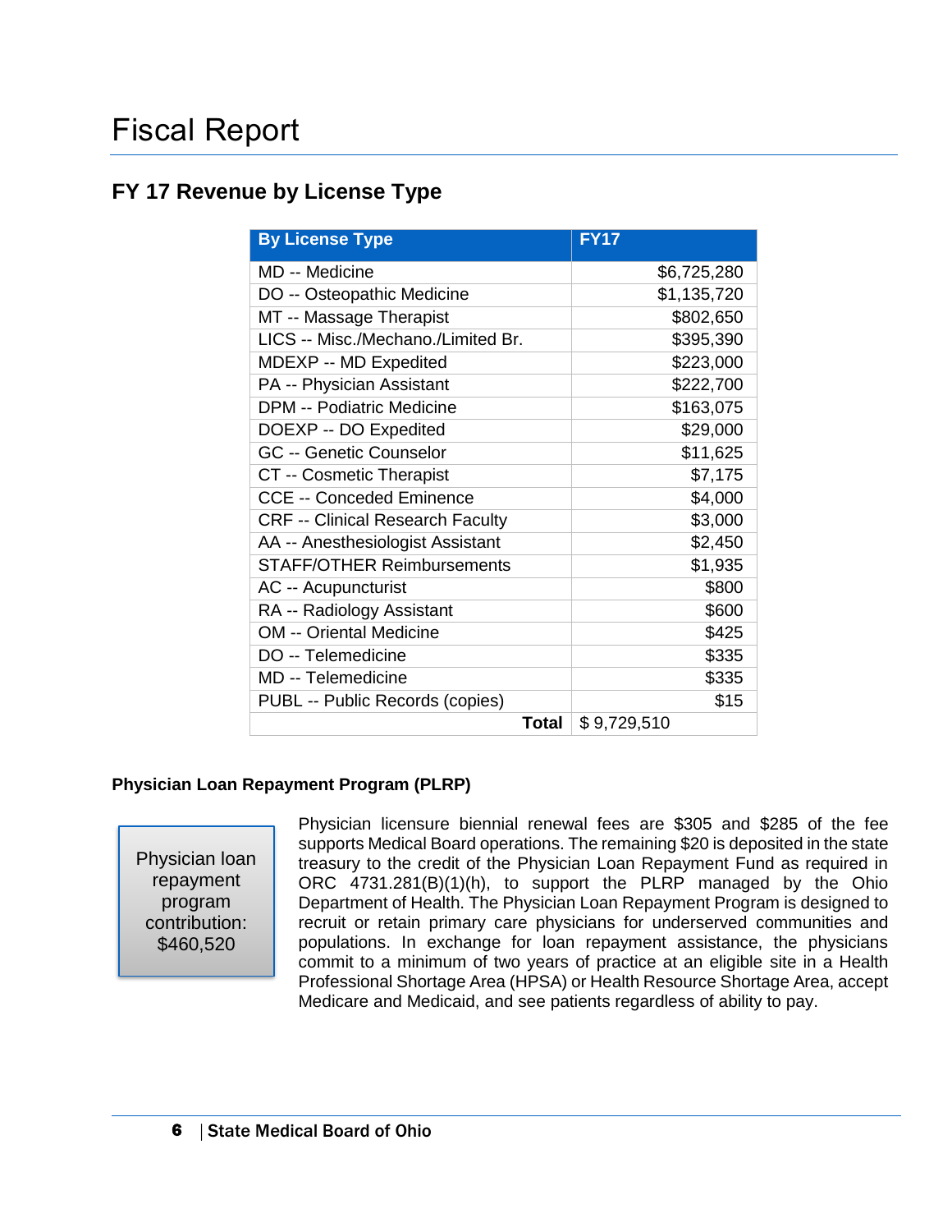# Fiscal Report

## FY 17 Revenue by License Type

| By License Type | FY17 |
|---|---|
| MD -- Medicine | $6,725,280 |
| DO -- Osteopathic Medicine | $1,135,720 |
| MT -- Massage Therapist | $802,650 |
| LICS -- Misc./Mechano./Limited Br. | $395,390 |
| MDEXP -- MD Expedited | $223,000 |
| PA -- Physician Assistant | $222,700 |
| DPM -- Podiatric Medicine | $163,075 |
| DOEXP -- DO Expedited | $29,000 |
| GC -- Genetic Counselor | $11,625 |
| CT -- Cosmetic Therapist | $7,175 |
| CCE -- Conceded Eminence | $4,000 |
| CRF -- Clinical Research Faculty | $3,000 |
| AA -- Anesthesiologist Assistant | $2,450 |
| STAFF/OTHER Reimbursements | $1,935 |
| AC -- Acupuncturist | $800 |
| RA -- Radiology Assistant | $600 |
| OM -- Oriental Medicine | $425 |
| DO -- Telemedicine | $335 |
| MD -- Telemedicine | $335 |
| PUBL -- Public Records (copies) | $15 |
| **Total** | $ 9,729,510 |

### Physician Loan Repayment Program (PLRP)

Physician loan repayment program contribution: $460,520

Physician licensure biennial renewal fees are $305 and $285 of the fee supports Medical Board operations. The remaining $20 is deposited in the state treasury to the credit of the Physician Loan Repayment Fund as required in ORC 4731.281(B)(1)(h), to support the PLRP managed by the Ohio Department of Health. The Physician Loan Repayment Program is designed to recruit or retain primary care physicians for underserved communities and populations. In exchange for loan repayment assistance, the physicians commit to a minimum of two years of practice at an eligible site in a Health Professional Shortage Area (HPSA) or Health Resource Shortage Area, accept Medicare and Medicaid, and see patients regardless of ability to pay.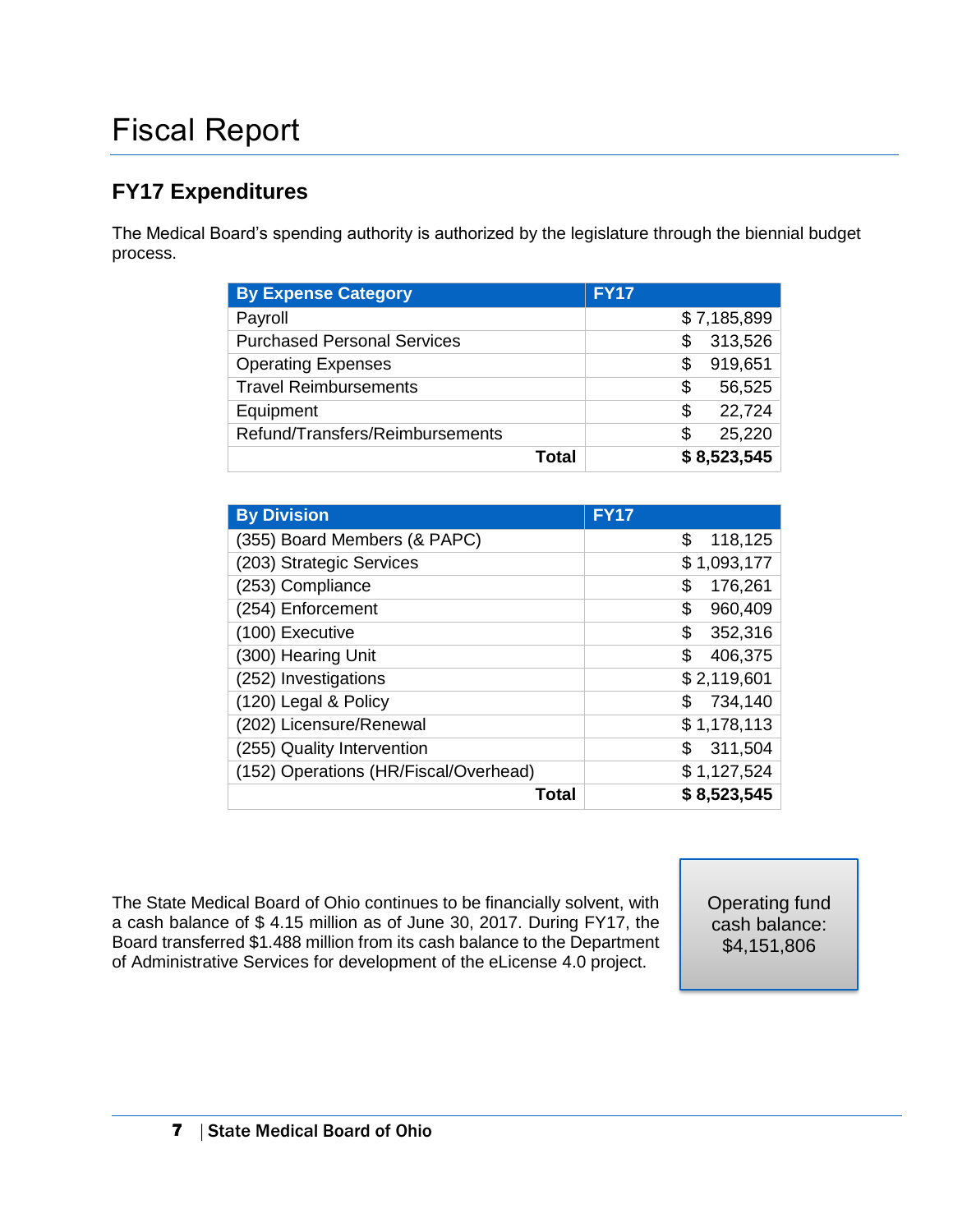# Fiscal Report

## FY17 Expenditures

The Medical Board's spending authority is authorized by the legislature through the biennial budget process.

| By Expense Category | FY17 |
|---|---|
| Payroll | $ 7,185,899 |
| Purchased Personal Services | $ 313,526 |
| Operating Expenses | $ 919,651 |
| Travel Reimbursements | $ 56,525 |
| Equipment | $ 22,724 |
| Refund/Transfers/Reimbursements | $ 25,220 |
| **Total** | **$ 8,523,545** |

| By Division | FY17 |
|---|---|
| (355) Board Members (& PAPC) | $ 118,125 |
| (203) Strategic Services | $ 1,093,177 |
| (253) Compliance | $ 176,261 |
| (254) Enforcement | $ 960,409 |
| (100) Executive | $ 352,316 |
| (300) Hearing Unit | $ 406,375 |
| (252) Investigations | $ 2,119,601 |
| (120) Legal & Policy | $ 734,140 |
| (202) Licensure/Renewal | $ 1,178,113 |
| (255) Quality Intervention | $ 311,504 |
| (152) Operations (HR/Fiscal/Overhead) | $ 1,127,524 |
| **Total** | **$ 8,523,545** |

The State Medical Board of Ohio continues to be financially solvent, with a cash balance of $ 4.15 million as of June 30, 2017. During FY17, the Board transferred $1.488 million from its cash balance to the Department of Administrative Services for development of the eLicense 4.0 project.

Operating fund cash balance: $4,151,806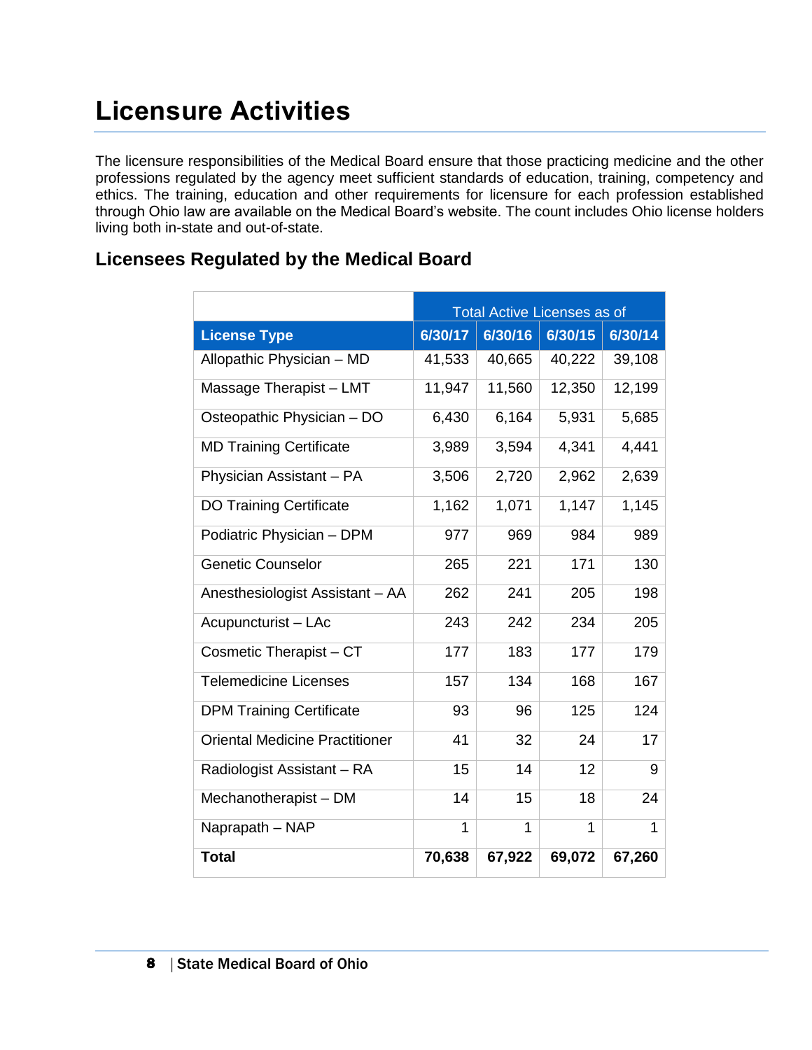# Licensure Activities

The licensure responsibilities of the Medical Board ensure that those practicing medicine and the other professions regulated by the agency meet sufficient standards of education, training, competency and ethics. The training, education and other requirements for licensure for each profession established through Ohio law are available on the Medical Board's website. The count includes Ohio license holders living both in-state and out-of-state.

## Licensees Regulated by the Medical Board

| | Total Active Licenses as of | | | |
|---|---|---|---|---|
| **License Type** | **6/30/17** | **6/30/16** | **6/30/15** | **6/30/14** |
| Allopathic Physician – MD | 41,533 | 40,665 | 40,222 | 39,108 |
| Massage Therapist – LMT | 11,947 | 11,560 | 12,350 | 12,199 |
| Osteopathic Physician – DO | 6,430 | 6,164 | 5,931 | 5,685 |
| MD Training Certificate | 3,989 | 3,594 | 4,341 | 4,441 |
| Physician Assistant – PA | 3,506 | 2,720 | 2,962 | 2,639 |
| DO Training Certificate | 1,162 | 1,071 | 1,147 | 1,145 |
| Podiatric Physician – DPM | 977 | 969 | 984 | 989 |
| Genetic Counselor | 265 | 221 | 171 | 130 |
| Anesthesiologist Assistant – AA | 262 | 241 | 205 | 198 |
| Acupuncturist – LAc | 243 | 242 | 234 | 205 |
| Cosmetic Therapist – CT | 177 | 183 | 177 | 179 |
| Telemedicine Licenses | 157 | 134 | 168 | 167 |
| DPM Training Certificate | 93 | 96 | 125 | 124 |
| Oriental Medicine Practitioner | 41 | 32 | 24 | 17 |
| Radiologist Assistant – RA | 15 | 14 | 12 | 9 |
| Mechanotherapist – DM | 14 | 15 | 18 | 24 |
| Naprapath – NAP | 1 | 1 | 1 | 1 |
| **Total** | **70,638** | **67,922** | **69,072** | **67,260** |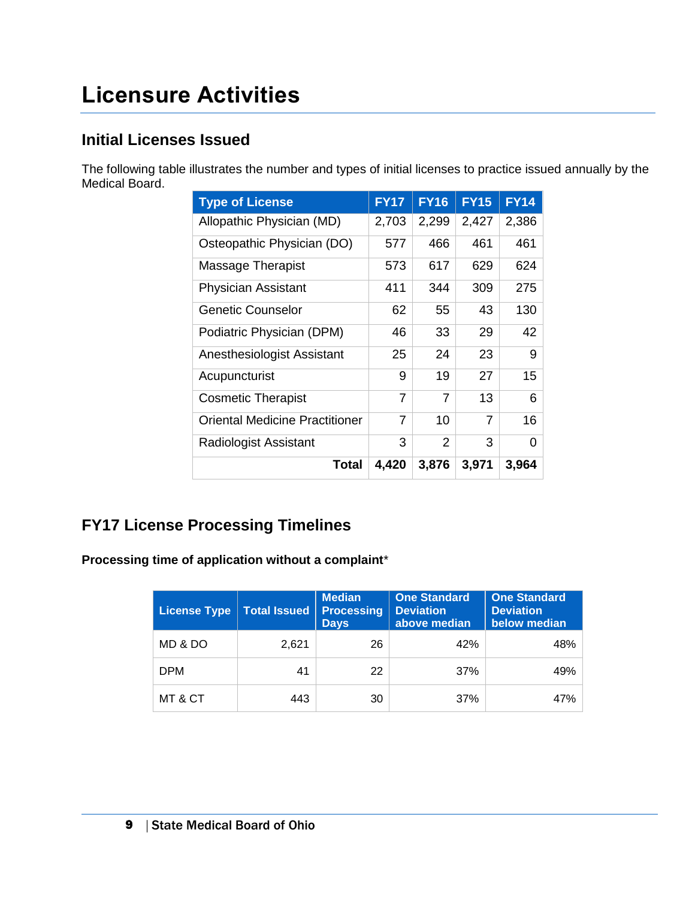# Licensure Activities

## Initial Licenses Issued

The following table illustrates the number and types of initial licenses to practice issued annually by the Medical Board.

| Type of License | FY17 | FY16 | FY15 | FY14 |
|---|---|---|---|---|
| Allopathic Physician (MD) | 2,703 | 2,299 | 2,427 | 2,386 |
| Osteopathic Physician (DO) | 577 | 466 | 461 | 461 |
| Massage Therapist | 573 | 617 | 629 | 624 |
| Physician Assistant | 411 | 344 | 309 | 275 |
| Genetic Counselor | 62 | 55 | 43 | 130 |
| Podiatric Physician (DPM) | 46 | 33 | 29 | 42 |
| Anesthesiologist Assistant | 25 | 24 | 23 | 9 |
| Acupuncturist | 9 | 19 | 27 | 15 |
| Cosmetic Therapist | 7 | 7 | 13 | 6 |
| Oriental Medicine Practitioner | 7 | 10 | 7 | 16 |
| Radiologist Assistant | 3 | 2 | 3 | 0 |
| **Total** | **4,420** | **3,876** | **3,971** | **3,964** |

## FY17 License Processing Timelines

**Processing time of application without a complaint***

| License Type | Total Issued | Median Processing Days | One Standard Deviation above median | One Standard Deviation below median |
|---|---|---|---|---|
| MD & DO | 2,621 | 26 | 42% | 48% |
| DPM | 41 | 22 | 37% | 49% |
| MT & CT | 443 | 30 | 37% | 47% |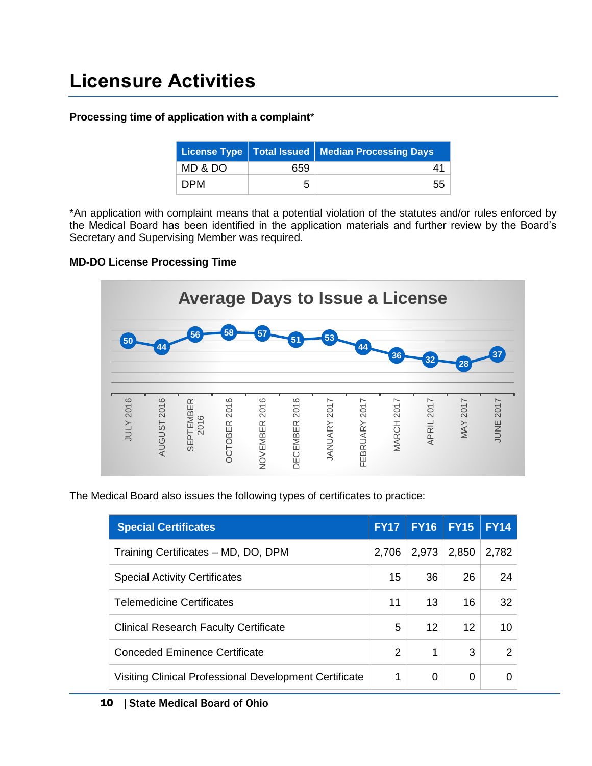# Licensure Activities

**Processing time of application with a complaint***

| License Type | Total Issued | Median Processing Days |
|---|---|---|
| MD & DO | 659 | 41 |
| DPM | 5 | 55 |

*An application with complaint means that a potential violation of the statutes and/or rules enforced by the Medical Board has been identified in the application materials and further review by the Board's Secretary and Supervising Member was required.

**MD-DO License Processing Time**

**Average Days to Issue a License**

| Month | Days |
|---|---|
| JULY 2016 | 50 |
| AUGUST 2016 | 44 |
| SEPTEMBER 2016 | 56 |
| OCTOBER 2016 | 58 |
| NOVEMBER 2016 | 57 |
| DECEMBER 2016 | 51 |
| JANUARY 2017 | 53 |
| FEBRUARY 2017 | 44 |
| MARCH 2017 | 36 |
| APRIL 2017 | 32 |
| MAY 2017 | 28 |
| JUNE 2017 | 37 |

The Medical Board also issues the following types of certificates to practice:

| Special Certificates | FY17 | FY16 | FY15 | FY14 |
|---|---|---|---|---|
| Training Certificates – MD, DO, DPM | 2,706 | 2,973 | 2,850 | 2,782 |
| Special Activity Certificates | 15 | 36 | 26 | 24 |
| Telemedicine Certificates | 11 | 13 | 16 | 32 |
| Clinical Research Faculty Certificate | 5 | 12 | 12 | 10 |
| Conceded Eminence Certificate | 2 | 1 | 3 | 2 |
| Visiting Clinical Professional Development Certificate | 1 | 0 | 0 | 0 |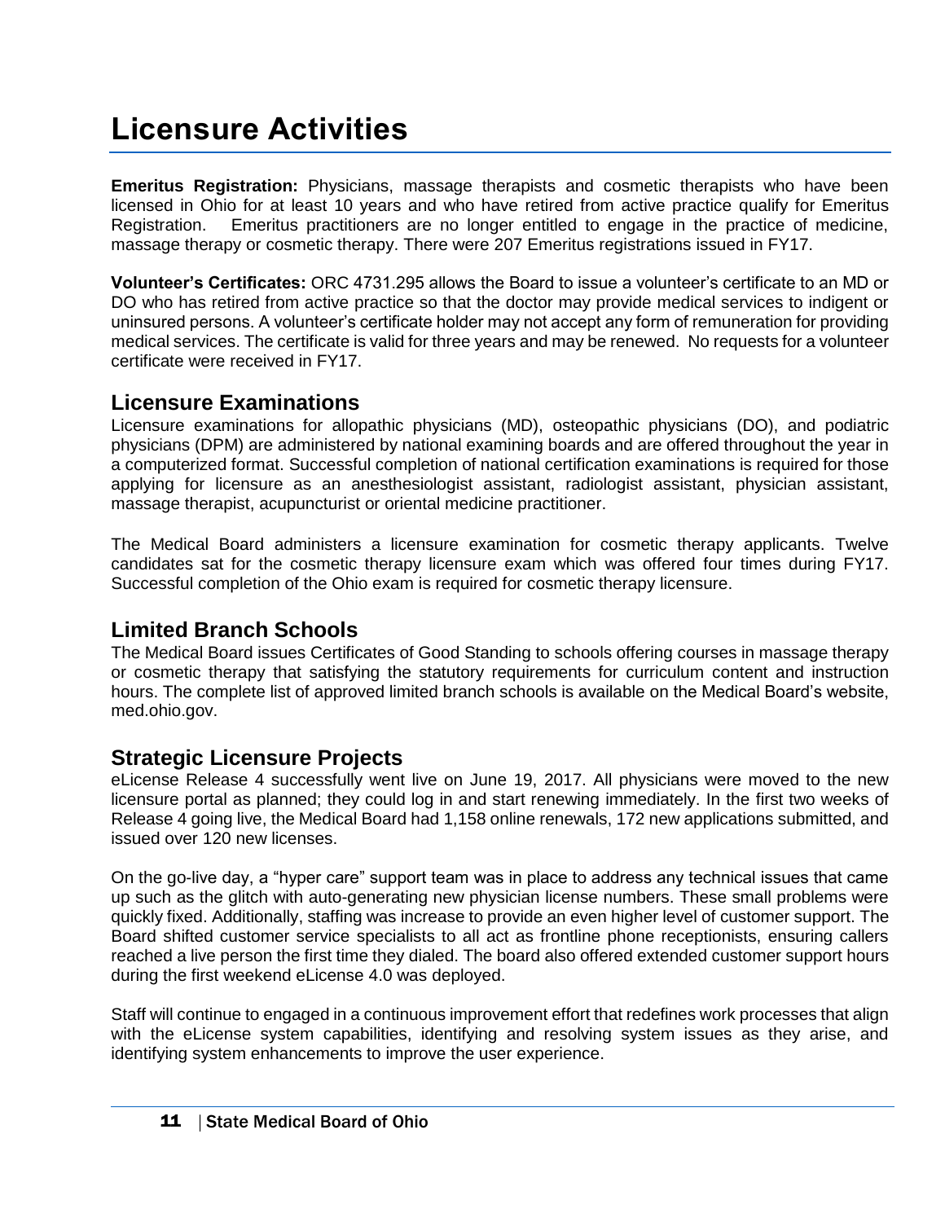# Licensure Activities

**Emeritus Registration:** Physicians, massage therapists and cosmetic therapists who have been licensed in Ohio for at least 10 years and who have retired from active practice qualify for Emeritus Registration. Emeritus practitioners are no longer entitled to engage in the practice of medicine, massage therapy or cosmetic therapy. There were 207 Emeritus registrations issued in FY17.

**Volunteer's Certificates:** ORC 4731.295 allows the Board to issue a volunteer's certificate to an MD or DO who has retired from active practice so that the doctor may provide medical services to indigent or uninsured persons. A volunteer's certificate holder may not accept any form of remuneration for providing medical services. The certificate is valid for three years and may be renewed. No requests for a volunteer certificate were received in FY17.

## Licensure Examinations

Licensure examinations for allopathic physicians (MD), osteopathic physicians (DO), and podiatric physicians (DPM) are administered by national examining boards and are offered throughout the year in a computerized format. Successful completion of national certification examinations is required for those applying for licensure as an anesthesiologist assistant, radiologist assistant, physician assistant, massage therapist, acupuncturist or oriental medicine practitioner.

The Medical Board administers a licensure examination for cosmetic therapy applicants. Twelve candidates sat for the cosmetic therapy licensure exam which was offered four times during FY17. Successful completion of the Ohio exam is required for cosmetic therapy licensure.

## Limited Branch Schools

The Medical Board issues Certificates of Good Standing to schools offering courses in massage therapy or cosmetic therapy that satisfying the statutory requirements for curriculum content and instruction hours. The complete list of approved limited branch schools is available on the Medical Board's website, med.ohio.gov.

## Strategic Licensure Projects

eLicense Release 4 successfully went live on June 19, 2017. All physicians were moved to the new licensure portal as planned; they could log in and start renewing immediately. In the first two weeks of Release 4 going live, the Medical Board had 1,158 online renewals, 172 new applications submitted, and issued over 120 new licenses.

On the go-live day, a "hyper care" support team was in place to address any technical issues that came up such as the glitch with auto-generating new physician license numbers. These small problems were quickly fixed. Additionally, staffing was increase to provide an even higher level of customer support. The Board shifted customer service specialists to all act as frontline phone receptionists, ensuring callers reached a live person the first time they dialed. The board also offered extended customer support hours during the first weekend eLicense 4.0 was deployed.

Staff will continue to engaged in a continuous improvement effort that redefines work processes that align with the eLicense system capabilities, identifying and resolving system issues as they arise, and identifying system enhancements to improve the user experience.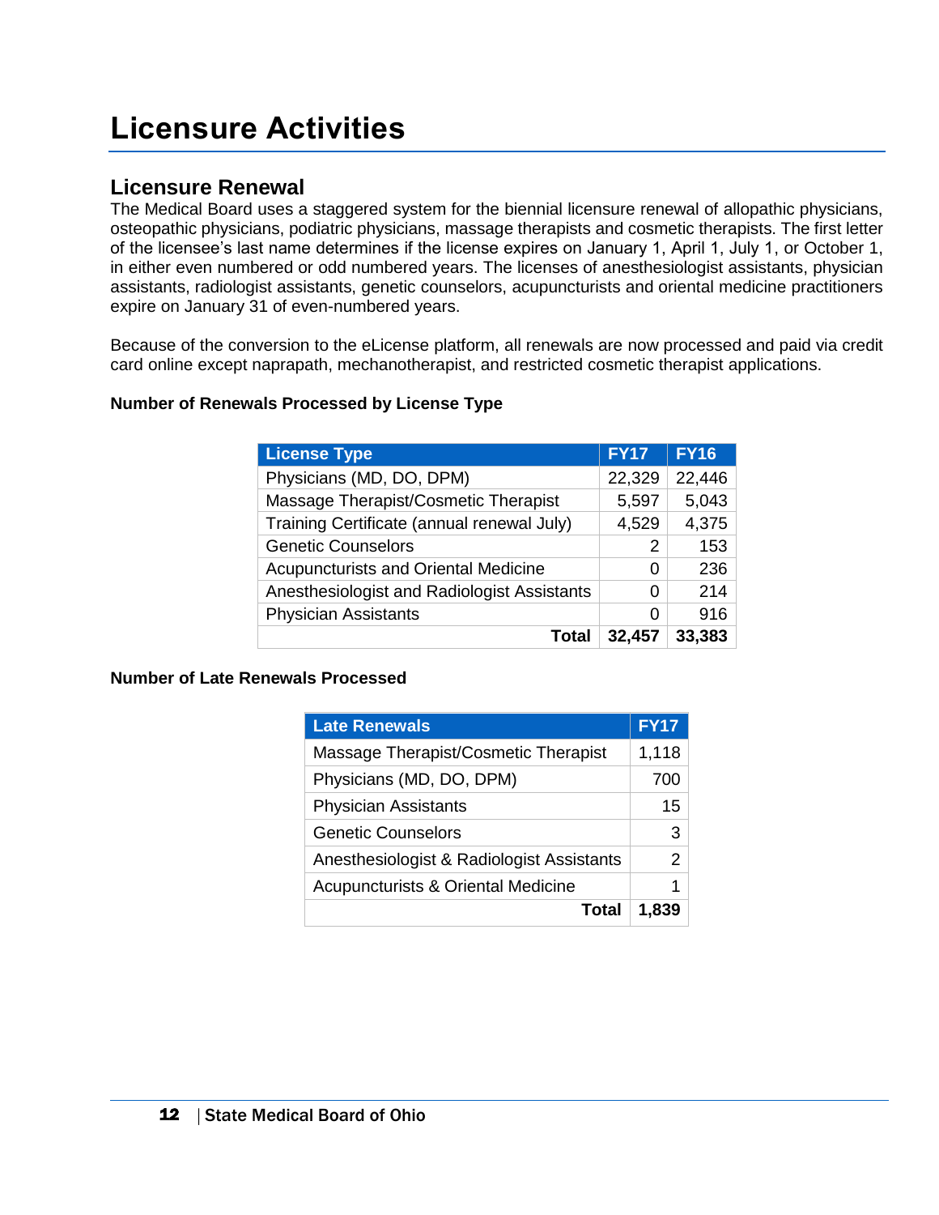# Licensure Activities

## Licensure Renewal

The Medical Board uses a staggered system for the biennial licensure renewal of allopathic physicians, osteopathic physicians, podiatric physicians, massage therapists and cosmetic therapists. The first letter of the licensee's last name determines if the license expires on January 1, April 1, July 1, or October 1, in either even numbered or odd numbered years. The licenses of anesthesiologist assistants, physician assistants, radiologist assistants, genetic counselors, acupuncturists and oriental medicine practitioners expire on January 31 of even-numbered years.

Because of the conversion to the eLicense platform, all renewals are now processed and paid via credit card online except naprapath, mechanotherapist, and restricted cosmetic therapist applications.

**Number of Renewals Processed by License Type**

| License Type | FY17 | FY16 |
|---|---|---|
| Physicians (MD, DO, DPM) | 22,329 | 22,446 |
| Massage Therapist/Cosmetic Therapist | 5,597 | 5,043 |
| Training Certificate (annual renewal July) | 4,529 | 4,375 |
| Genetic Counselors | 2 | 153 |
| Acupuncturists and Oriental Medicine | 0 | 236 |
| Anesthesiologist and Radiologist Assistants | 0 | 214 |
| Physician Assistants | 0 | 916 |
| **Total** | **32,457** | **33,383** |

**Number of Late Renewals Processed**

| Late Renewals | FY17 |
|---|---|
| Massage Therapist/Cosmetic Therapist | 1,118 |
| Physicians (MD, DO, DPM) | 700 |
| Physician Assistants | 15 |
| Genetic Counselors | 3 |
| Anesthesiologist & Radiologist Assistants | 2 |
| Acupuncturists & Oriental Medicine | 1 |
| **Total** | **1,839** |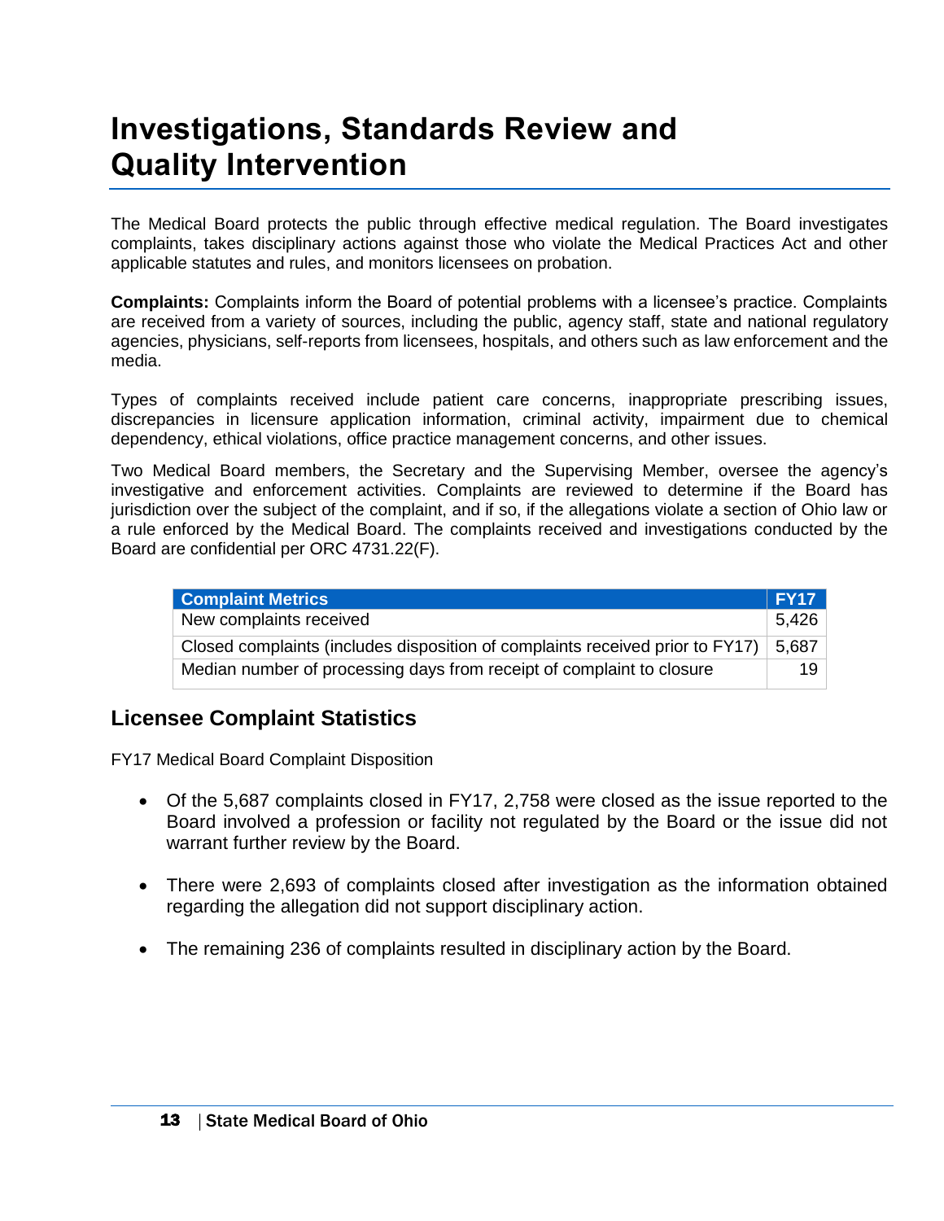# Investigations, Standards Review and Quality Intervention

The Medical Board protects the public through effective medical regulation. The Board investigates complaints, takes disciplinary actions against those who violate the Medical Practices Act and other applicable statutes and rules, and monitors licensees on probation.

**Complaints:** Complaints inform the Board of potential problems with a licensee's practice. Complaints are received from a variety of sources, including the public, agency staff, state and national regulatory agencies, physicians, self-reports from licensees, hospitals, and others such as law enforcement and the media.

Types of complaints received include patient care concerns, inappropriate prescribing issues, discrepancies in licensure application information, criminal activity, impairment due to chemical dependency, ethical violations, office practice management concerns, and other issues.

Two Medical Board members, the Secretary and the Supervising Member, oversee the agency's investigative and enforcement activities. Complaints are reviewed to determine if the Board has jurisdiction over the subject of the complaint, and if so, if the allegations violate a section of Ohio law or a rule enforced by the Medical Board. The complaints received and investigations conducted by the Board are confidential per ORC 4731.22(F).

| Complaint Metrics | FY17 |
|---|---|
| New complaints received | 5,426 |
| Closed complaints (includes disposition of complaints received prior to FY17) | 5,687 |
| Median number of processing days from receipt of complaint to closure | 19 |

## Licensee Complaint Statistics

FY17 Medical Board Complaint Disposition

- Of the 5,687 complaints closed in FY17, 2,758 were closed as the issue reported to the Board involved a profession or facility not regulated by the Board or the issue did not warrant further review by the Board.
- There were 2,693 of complaints closed after investigation as the information obtained regarding the allegation did not support disciplinary action.
- The remaining 236 of complaints resulted in disciplinary action by the Board.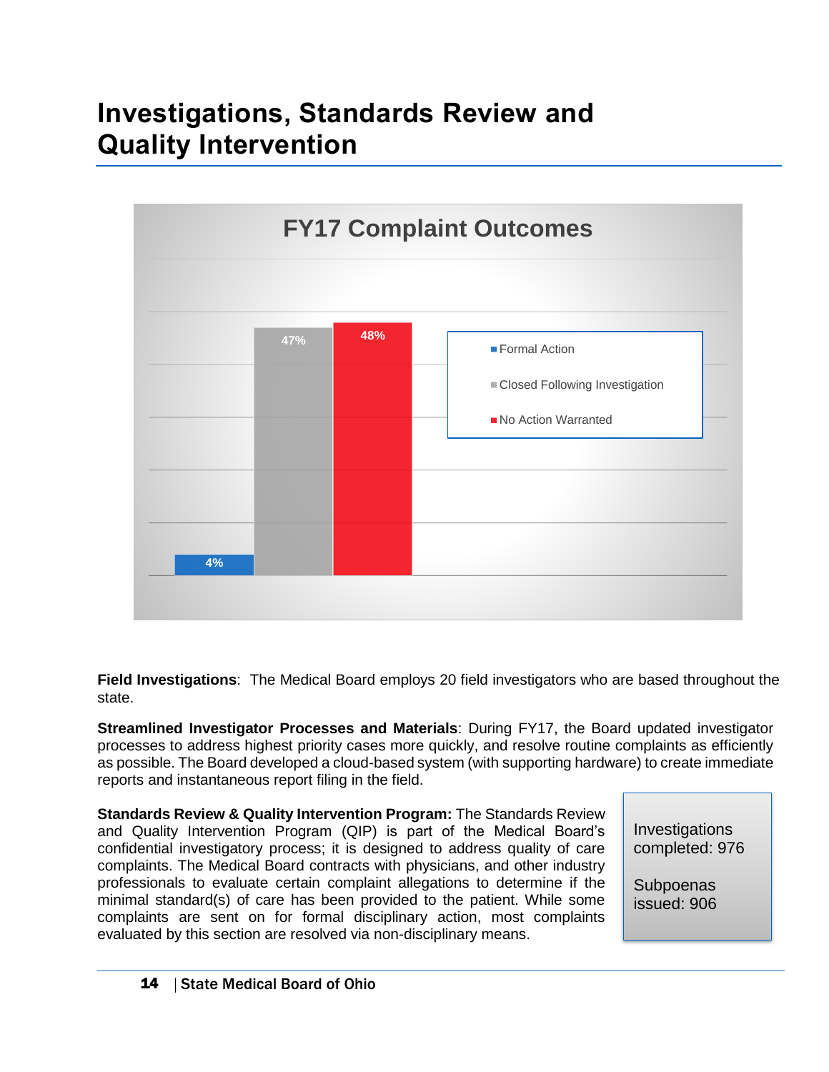# Investigations, Standards Review and Quality Intervention

**FY17 Complaint Outcomes**

| Outcome | Percentage |
|---|---|
| Formal Action | 4% |
| Closed Following Investigation | 47% |
| No Action Warranted | 48% |

**Field Investigations**: The Medical Board employs 20 field investigators who are based throughout the state.

**Streamlined Investigator Processes and Materials**: During FY17, the Board updated investigator processes to address highest priority cases more quickly, and resolve routine complaints as efficiently as possible. The Board developed a cloud-based system (with supporting hardware) to create immediate reports and instantaneous report filing in the field.

**Standards Review & Quality Intervention Program:** The Standards Review and Quality Intervention Program (QIP) is part of the Medical Board's confidential investigatory process; it is designed to address quality of care complaints. The Medical Board contracts with physicians, and other industry professionals to evaluate certain complaint allegations to determine if the minimal standard(s) of care has been provided to the patient. While some complaints are sent on for formal disciplinary action, most complaints evaluated by this section are resolved via non-disciplinary means.

Investigations completed: 976

Subpoenas issued: 906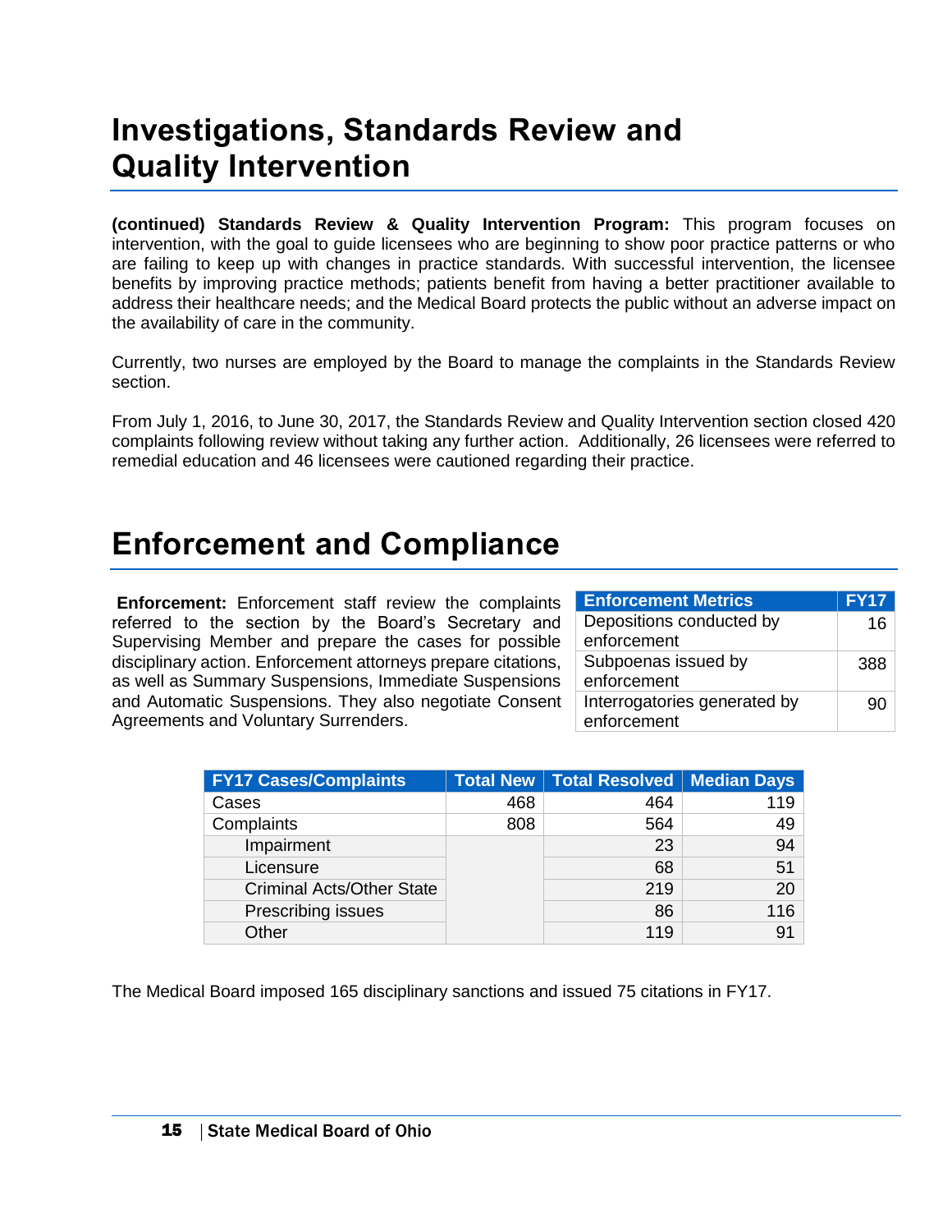# Investigations, Standards Review and Quality Intervention

**(continued) Standards Review & Quality Intervention Program:** This program focuses on intervention, with the goal to guide licensees who are beginning to show poor practice patterns or who are failing to keep up with changes in practice standards. With successful intervention, the licensee benefits by improving practice methods; patients benefit from having a better practitioner available to address their healthcare needs; and the Medical Board protects the public without an adverse impact on the availability of care in the community.

Currently, two nurses are employed by the Board to manage the complaints in the Standards Review section.

From July 1, 2016, to June 30, 2017, the Standards Review and Quality Intervention section closed 420 complaints following review without taking any further action. Additionally, 26 licensees were referred to remedial education and 46 licensees were cautioned regarding their practice.

# Enforcement and Compliance

**Enforcement:** Enforcement staff review the complaints referred to the section by the Board's Secretary and Supervising Member and prepare the cases for possible disciplinary action. Enforcement attorneys prepare citations, as well as Summary Suspensions, Immediate Suspensions and Automatic Suspensions. They also negotiate Consent Agreements and Voluntary Surrenders.

| Enforcement Metrics | FY17 |
|---|---|
| Depositions conducted by enforcement | 16 |
| Subpoenas issued by enforcement | 388 |
| Interrogatories generated by enforcement | 90 |

| FY17 Cases/Complaints | Total New | Total Resolved | Median Days |
|---|---|---|---|
| Cases | 468 | 464 | 119 |
| Complaints | 808 | 564 | 49 |
| Impairment | | 23 | 94 |
| Licensure | | 68 | 51 |
| Criminal Acts/Other State | | 219 | 20 |
| Prescribing issues | | 86 | 116 |
| Other | | 119 | 91 |

The Medical Board imposed 165 disciplinary sanctions and issued 75 citations in FY17.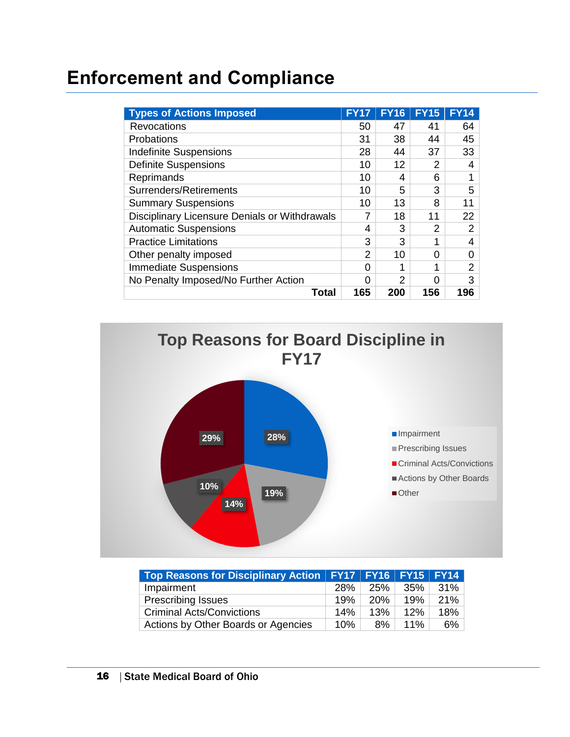# Enforcement and Compliance

| Types of Actions Imposed | FY17 | FY16 | FY15 | FY14 |
|---|---|---|---|---|
| Revocations | 50 | 47 | 41 | 64 |
| Probations | 31 | 38 | 44 | 45 |
| Indefinite Suspensions | 28 | 44 | 37 | 33 |
| Definite Suspensions | 10 | 12 | 2 | 4 |
| Reprimands | 10 | 4 | 6 | 1 |
| Surrenders/Retirements | 10 | 5 | 3 | 5 |
| Summary Suspensions | 10 | 13 | 8 | 11 |
| Disciplinary Licensure Denials or Withdrawals | 7 | 18 | 11 | 22 |
| Automatic Suspensions | 4 | 3 | 2 | 2 |
| Practice Limitations | 3 | 3 | 1 | 4 |
| Other penalty imposed | 2 | 10 | 0 | 0 |
| Immediate Suspensions | 0 | 1 | 1 | 2 |
| No Penalty Imposed/No Further Action | 0 | 2 | 0 | 3 |
| **Total** | **165** | **200** | **156** | **196** |

**Top Reasons for Board Discipline in FY17**

| Reason | Percentage |
|---|---|
| Impairment | 28% |
| Prescribing Issues | 19% |
| Criminal Acts/Convictions | 14% |
| Actions by Other Boards | 10% |
| Other | 29% |

| Top Reasons for Disciplinary Action | FY17 | FY16 | FY15 | FY14 |
|---|---|---|---|---|
| Impairment | 28% | 25% | 35% | 31% |
| Prescribing Issues | 19% | 20% | 19% | 21% |
| Criminal Acts/Convictions | 14% | 13% | 12% | 18% |
| Actions by Other Boards or Agencies | 10% | 8% | 11% | 6% |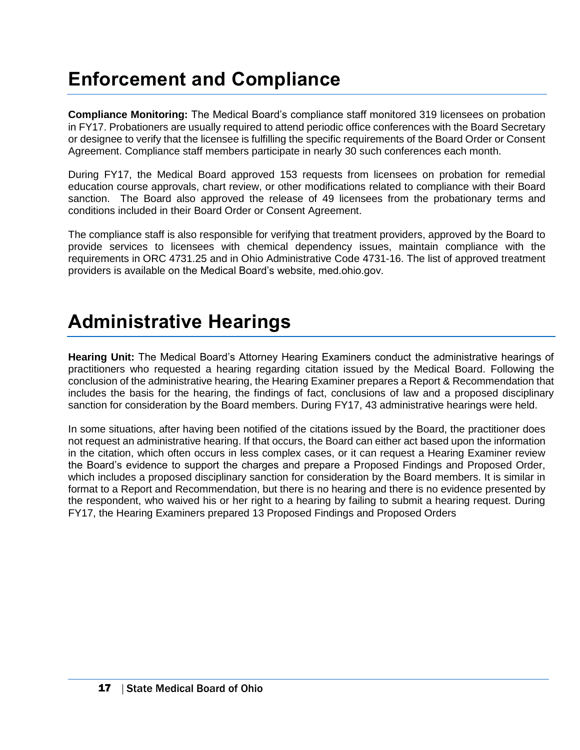# Enforcement and Compliance

**Compliance Monitoring:** The Medical Board's compliance staff monitored 319 licensees on probation in FY17. Probationers are usually required to attend periodic office conferences with the Board Secretary or designee to verify that the licensee is fulfilling the specific requirements of the Board Order or Consent Agreement. Compliance staff members participate in nearly 30 such conferences each month.

During FY17, the Medical Board approved 153 requests from licensees on probation for remedial education course approvals, chart review, or other modifications related to compliance with their Board sanction. The Board also approved the release of 49 licensees from the probationary terms and conditions included in their Board Order or Consent Agreement.

The compliance staff is also responsible for verifying that treatment providers, approved by the Board to provide services to licensees with chemical dependency issues, maintain compliance with the requirements in ORC 4731.25 and in Ohio Administrative Code 4731-16. The list of approved treatment providers is available on the Medical Board's website, med.ohio.gov.

# Administrative Hearings

**Hearing Unit:** The Medical Board's Attorney Hearing Examiners conduct the administrative hearings of practitioners who requested a hearing regarding citation issued by the Medical Board. Following the conclusion of the administrative hearing, the Hearing Examiner prepares a Report & Recommendation that includes the basis for the hearing, the findings of fact, conclusions of law and a proposed disciplinary sanction for consideration by the Board members. During FY17, 43 administrative hearings were held.

In some situations, after having been notified of the citations issued by the Board, the practitioner does not request an administrative hearing. If that occurs, the Board can either act based upon the information in the citation, which often occurs in less complex cases, or it can request a Hearing Examiner review the Board's evidence to support the charges and prepare a Proposed Findings and Proposed Order, which includes a proposed disciplinary sanction for consideration by the Board members. It is similar in format to a Report and Recommendation, but there is no hearing and there is no evidence presented by the respondent, who waived his or her right to a hearing by failing to submit a hearing request. During FY17, the Hearing Examiners prepared 13 Proposed Findings and Proposed Orders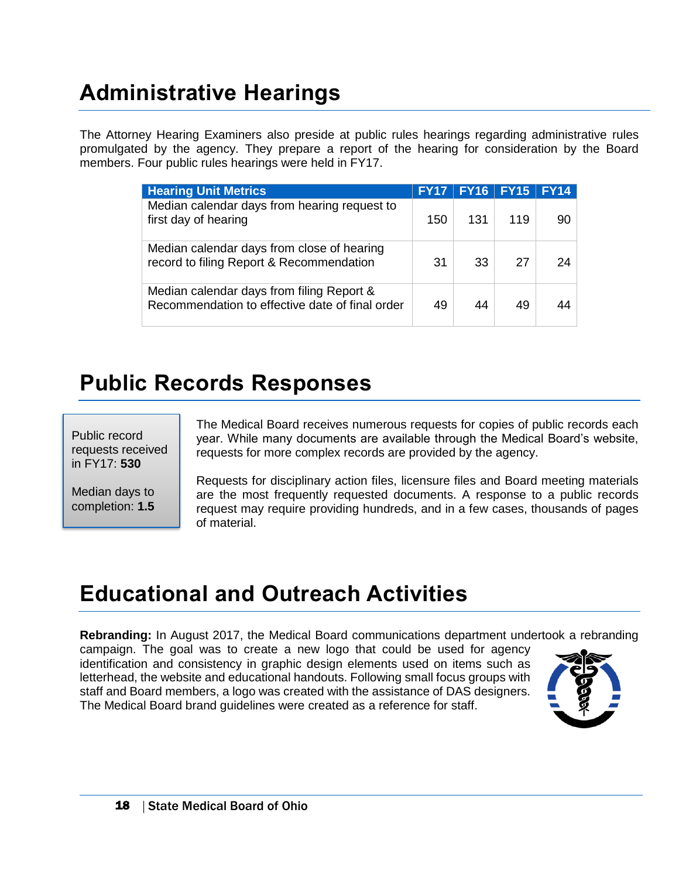# Administrative Hearings

The Attorney Hearing Examiners also preside at public rules hearings regarding administrative rules promulgated by the agency. They prepare a report of the hearing for consideration by the Board members. Four public rules hearings were held in FY17.

| Hearing Unit Metrics | FY17 | FY16 | FY15 | FY14 |
|---|---|---|---|---|
| Median calendar days from hearing request to first day of hearing | 150 | 131 | 119 | 90 |
| Median calendar days from close of hearing record to filing Report & Recommendation | 31 | 33 | 27 | 24 |
| Median calendar days from filing Report & Recommendation to effective date of final order | 49 | 44 | 49 | 44 |

# Public Records Responses

Public record requests received in FY17: **530**

Median days to completion: **1.5**

The Medical Board receives numerous requests for copies of public records each year. While many documents are available through the Medical Board's website, requests for more complex records are provided by the agency.

Requests for disciplinary action files, licensure files and Board meeting materials are the most frequently requested documents. A response to a public records request may require providing hundreds, and in a few cases, thousands of pages of material.

# Educational and Outreach Activities

**Rebranding:** In August 2017, the Medical Board communications department undertook a rebranding campaign. The goal was to create a new logo that could be used for agency identification and consistency in graphic design elements used on items such as letterhead, the website and educational handouts. Following small focus groups with staff and Board members, a logo was created with the assistance of DAS designers. The Medical Board brand guidelines were created as a reference for staff.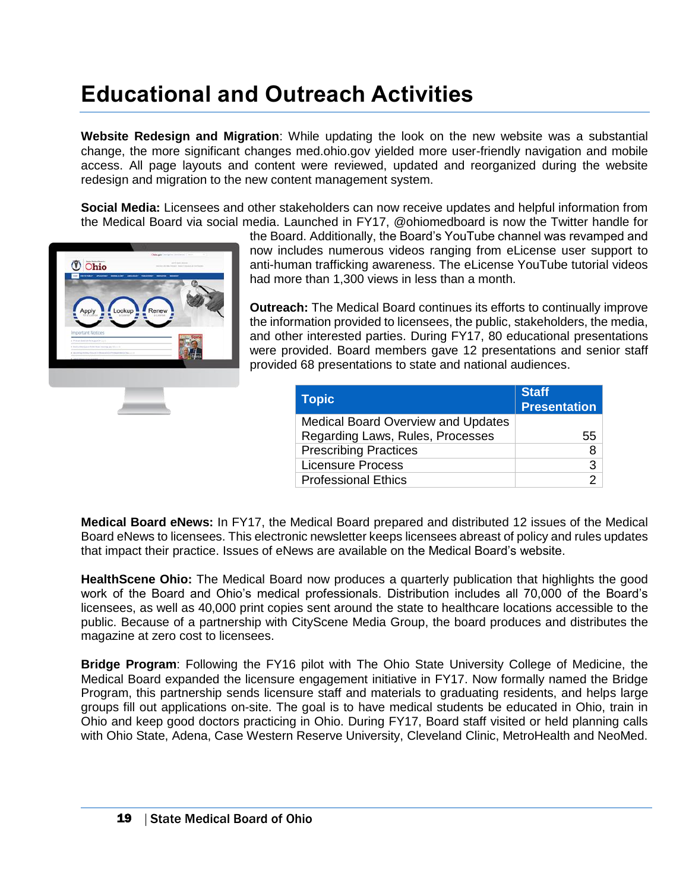# Educational and Outreach Activities

**Website Redesign and Migration**: While updating the look on the new website was a substantial change, the more significant changes med.ohio.gov yielded more user-friendly navigation and mobile access. All page layouts and content were reviewed, updated and reorganized during the website redesign and migration to the new content management system.

**Social Media:** Licensees and other stakeholders can now receive updates and helpful information from the Medical Board via social media. Launched in FY17, @ohiomedboard is now the Twitter handle for the Board. Additionally, the Board's YouTube channel was revamped and now includes numerous videos ranging from eLicense user support to anti-human trafficking awareness. The eLicense YouTube tutorial videos had more than 1,300 views in less than a month.

**Outreach:** The Medical Board continues its efforts to continually improve the information provided to licensees, the public, stakeholders, the media, and other interested parties. During FY17, 80 educational presentations were provided. Board members gave 12 presentations and senior staff provided 68 presentations to state and national audiences.

| Topic | Staff Presentation |
| --- | --- |
| Medical Board Overview and Updates Regarding Laws, Rules, Processes | 55 |
| Prescribing Practices | 8 |
| Licensure Process | 3 |
| Professional Ethics | 2 |

**Medical Board eNews:** In FY17, the Medical Board prepared and distributed 12 issues of the Medical Board eNews to licensees. This electronic newsletter keeps licensees abreast of policy and rules updates that impact their practice. Issues of eNews are available on the Medical Board's website.

**HealthScene Ohio:** The Medical Board now produces a quarterly publication that highlights the good work of the Board and Ohio's medical professionals. Distribution includes all 70,000 of the Board's licensees, as well as 40,000 print copies sent around the state to healthcare locations accessible to the public. Because of a partnership with CityScene Media Group, the board produces and distributes the magazine at zero cost to licensees.

**Bridge Program**: Following the FY16 pilot with The Ohio State University College of Medicine, the Medical Board expanded the licensure engagement initiative in FY17. Now formally named the Bridge Program, this partnership sends licensure staff and materials to graduating residents, and helps large groups fill out applications on-site. The goal is to have medical students be educated in Ohio, train in Ohio and keep good doctors practicing in Ohio. During FY17, Board staff visited or held planning calls with Ohio State, Adena, Case Western Reserve University, Cleveland Clinic, MetroHealth and NeoMed.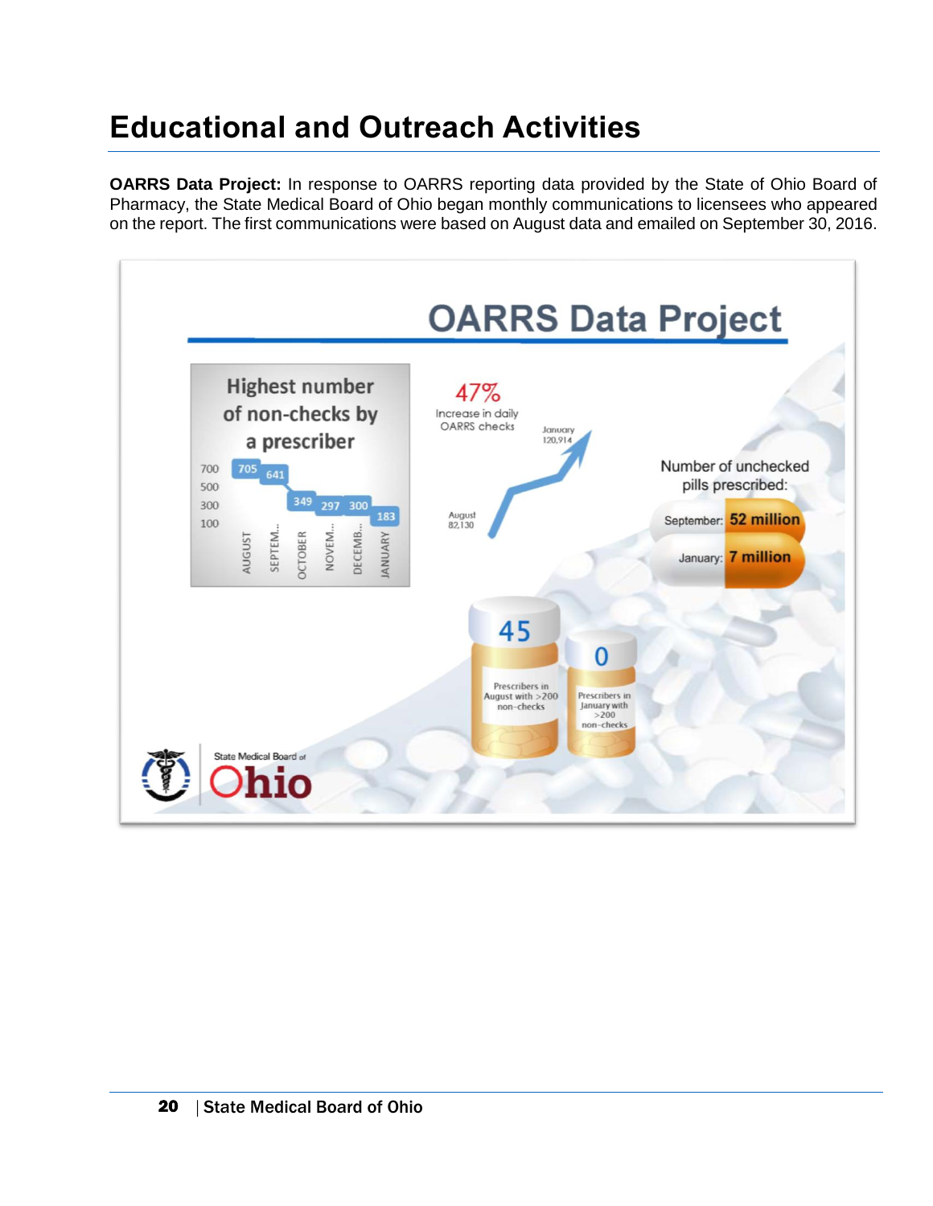# Educational and Outreach Activities

**OARRS Data Project:** In response to OARRS reporting data provided by the State of Ohio Board of Pharmacy, the State Medical Board of Ohio began monthly communications to licensees who appeared on the report. The first communications were based on August data and emailed on September 30, 2016.

OARRS Data Project

Highest number of non-checks by a prescriber

700
500
300
100

705
641
349
297
300
183

AUGUST
SEPTEM...
OCTOBER
NOVEM...
DECEMB...
JANUARY

47%
Increase in daily OARRS checks

August 82,130
January 120,914

Number of unchecked pills prescribed:

September: 52 million
January: 7 million

45
Prescribers in August with >200 non-checks

0
Prescribers in January with >200 non-checks

State Medical Board of Ohio